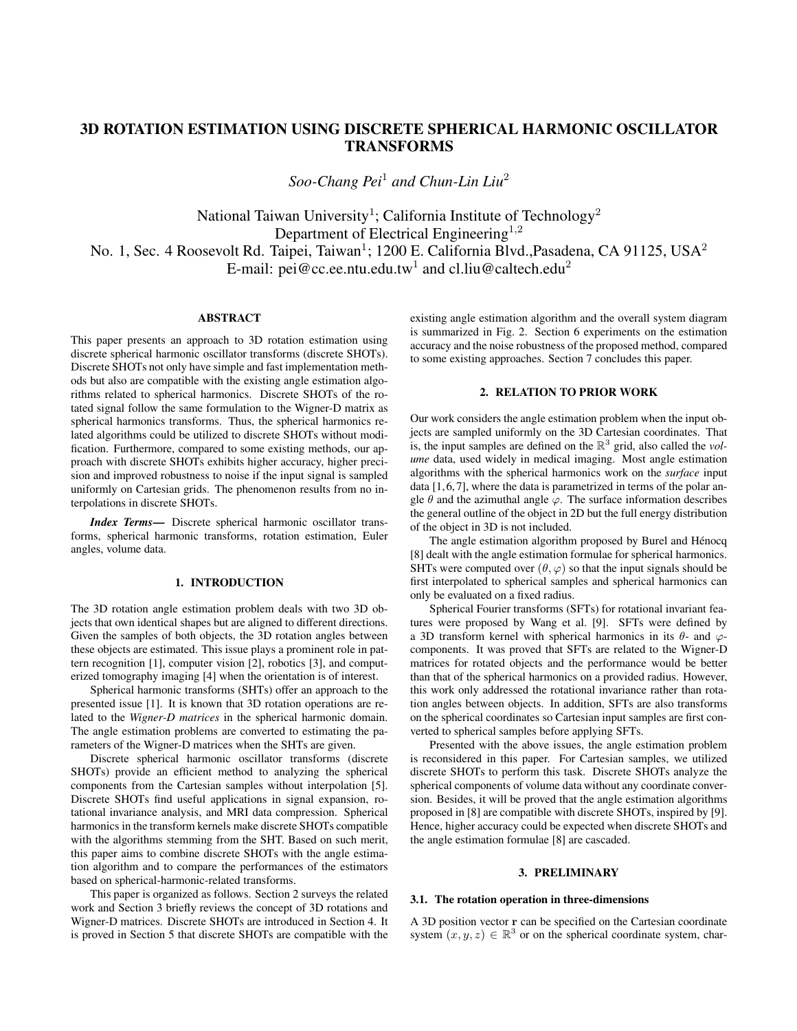# 3D ROTATION ESTIMATION USING DISCRETE SPHERICAL HARMONIC OSCILLATOR TRANSFORMS

*Soo-Chang Pei*[1] *and Chun-Lin Liu*[2]

National Taiwan University[1]; California Institute of Technology[2]
Department of Electrical Engineering[1,2]
No. 1, Sec. 4 Roosevolt Rd. Taipei, Taiwan[1]; 1200 E. California Blvd.,Pasadena, CA 91125, USA[2]
E-mail: pei@cc.ee.ntu.edu.tw[1] and cl.liu@caltech.edu[2]

## ABSTRACT

This paper presents an approach to 3D rotation estimation using discrete spherical harmonic oscillator transforms (discrete SHOTs). Discrete SHOTs not only have simple and fast implementation methods but also are compatible with the existing angle estimation algorithms related to spherical harmonics. Discrete SHOTs of the rotated signal follow the same formulation to the Wigner-D matrix as spherical harmonics transforms. Thus, the spherical harmonics related algorithms could be utilized to discrete SHOTs without modification. Furthermore, compared to some existing methods, our approach with discrete SHOTs exhibits higher accuracy, higher precision and improved robustness to noise if the input signal is sampled uniformly on Cartesian grids. The phenomenon results from no interpolations in discrete SHOTs.

***Index Terms*—** Discrete spherical harmonic oscillator transforms, spherical harmonic transforms, rotation estimation, Euler angles, volume data.

## 1. INTRODUCTION

The 3D rotation angle estimation problem deals with two 3D objects that own identical shapes but are aligned to different directions. Given the samples of both objects, the 3D rotation angles between these objects are estimated. This issue plays a prominent role in pattern recognition [1], computer vision [2], robotics [3], and computerized tomography imaging [4] when the orientation is of interest.

Spherical harmonic transforms (SHTs) offer an approach to the presented issue [1]. It is known that 3D rotation operations are related to the *Wigner-D matrices* in the spherical harmonic domain. The angle estimation problems are converted to estimating the parameters of the Wigner-D matrices when the SHTs are given.

Discrete spherical harmonic oscillator transforms (discrete SHOTs) provide an efficient method to analyzing the spherical components from the Cartesian samples without interpolation [5]. Discrete SHOTs find useful applications in signal expansion, rotational invariance analysis, and MRI data compression. Spherical harmonics in the transform kernels make discrete SHOTs compatible with the algorithms stemming from the SHT. Based on such merit, this paper aims to combine discrete SHOTs with the angle estimation algorithm and to compare the performances of the estimators based on spherical-harmonic-related transforms.

This paper is organized as follows. Section 2 surveys the related work and Section 3 briefly reviews the concept of 3D rotations and Wigner-D matrices. Discrete SHOTs are introduced in Section 4. It is proved in Section 5 that discrete SHOTs are compatible with the existing angle estimation algorithm and the overall system diagram is summarized in Fig. 2. Section 6 experiments on the estimation accuracy and the noise robustness of the proposed method, compared to some existing approaches. Section 7 concludes this paper.

## 2. RELATION TO PRIOR WORK

Our work considers the angle estimation problem when the input objects are sampled uniformly on the 3D Cartesian coordinates. That is, the input samples are defined on the $\mathbb{R}^3$ grid, also called the *volume* data, used widely in medical imaging. Most angle estimation algorithms with the spherical harmonics work on the *surface* input data [1, 6, 7], where the data is parametrized in terms of the polar angle $\theta$ and the azimuthal angle $\varphi$. The surface information describes the general outline of the object in 2D but the full energy distribution of the object in 3D is not included.

The angle estimation algorithm proposed by Burel and Hénocq [8] dealt with the angle estimation formulae for spherical harmonics. SHTs were computed over $(\theta, \varphi)$ so that the input signals should be first interpolated to spherical samples and spherical harmonics can only be evaluated on a fixed radius.

Spherical Fourier transforms (SFTs) for rotational invariant features were proposed by Wang et al. [9]. SFTs were defined by a 3D transform kernel with spherical harmonics in its $\theta$- and $\varphi$-components. It was proved that SFTs are related to the Wigner-D matrices for rotated objects and the performance would be better than that of the spherical harmonics on a provided radius. However, this work only addressed the rotational invariance rather than rotation angles between objects. In addition, SFTs are also transforms on the spherical coordinates so Cartesian input samples are first converted to spherical samples before applying SFTs.

Presented with the above issues, the angle estimation problem is reconsidered in this paper. For Cartesian samples, we utilized discrete SHOTs to perform this task. Discrete SHOTs analyze the spherical components of volume data without any coordinate conversion. Besides, it will be proved that the angle estimation algorithms proposed in [8] are compatible with discrete SHOTs, inspired by [9]. Hence, higher accuracy could be expected when discrete SHOTs and the angle estimation formulae [8] are cascaded.

## 3. PRELIMINARY

### 3.1. The rotation operation in three-dimensions

A 3D position vector $\mathbf{r}$ can be specified on the Cartesian coordinate system $(x, y, z) \in \mathbb{R}^3$ or on the spherical coordinate system, char-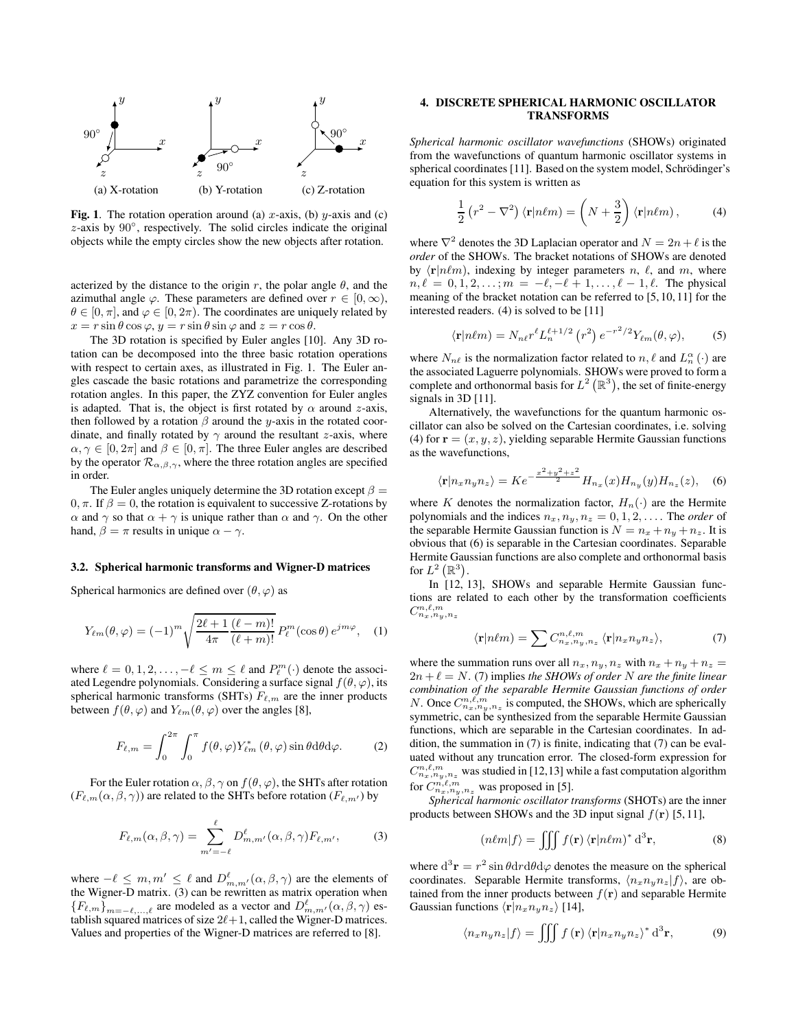(a) X-rotation (b) Y-rotation (c) Z-rotation

**Fig. 1**. The rotation operation around (a) $x$-axis, (b) $y$-axis and (c) $z$-axis by $90^\circ$, respectively. The solid circles indicate the original objects while the empty circles show the new objects after rotation.

acterized by the distance to the origin $r$, the polar angle $\theta$, and the azimuthal angle $\varphi$. These parameters are defined over $r \in [0, \infty)$, $\theta \in [0, \pi]$, and $\varphi \in [0, 2\pi)$. The coordinates are uniquely related by $x = r \sin\theta \cos\varphi$, $y = r \sin\theta \sin\varphi$ and $z = r \cos\theta$.

The 3D rotation is specified by Euler angles [10]. Any 3D rotation can be decomposed into the three basic rotation operations with respect to certain axes, as illustrated in Fig. 1. The Euler angles cascade the basic rotations and parametrize the corresponding rotation angles. In this paper, the ZYZ convention for Euler angles is adapted. That is, the object is first rotated by $\alpha$ around $z$-axis, then followed by a rotation $\beta$ around the $y$-axis in the rotated coordinate, and finally rotated by $\gamma$ around the resultant $z$-axis, where $\alpha, \gamma \in [0, 2\pi]$ and $\beta \in [0, \pi]$. The three Euler angles are described by the operator $\mathcal{R}_{\alpha,\beta,\gamma}$, where the three rotation angles are specified in order.

The Euler angles uniquely determine the 3D rotation except $\beta = 0, \pi$. If $\beta = 0$, the rotation is equivalent to successive Z-rotations by $\alpha$ and $\gamma$ so that $\alpha + \gamma$ is unique rather than $\alpha$ and $\gamma$. On the other hand, $\beta = \pi$ results in unique $\alpha - \gamma$.

### 3.2. Spherical harmonic transforms and Wigner-D matrices

Spherical harmonics are defined over $(\theta, \varphi)$ as

$$Y_{\ell m}(\theta, \varphi) = (-1)^m \sqrt{\frac{2\ell+1}{4\pi} \frac{(\ell-m)!}{(\ell+m)!}}\, P_\ell^m(\cos\theta)\, e^{jm\varphi}, \quad (1)$$

where $\ell = 0, 1, 2, \ldots, -\ell \le m \le \ell$ and $P_\ell^m(\cdot)$ denote the associated Legendre polynomials. Considering a surface signal $f(\theta, \varphi)$, its spherical harmonic transforms (SHTs) $F_{\ell,m}$ are the inner products between $f(\theta, \varphi)$ and $Y_{\ell m}(\theta, \varphi)$ over the angles [8],

$$F_{\ell,m} = \int_0^{2\pi} \int_0^{\pi} f(\theta, \varphi) Y_{\ell m}^*(\theta, \varphi) \sin\theta \mathrm{d}\theta \mathrm{d}\varphi. \quad (2)$$

For the Euler rotation $\alpha, \beta, \gamma$ on $f(\theta, \varphi)$, the SHTs after rotation $(F_{\ell,m}(\alpha, \beta, \gamma))$ are related to the SHTs before rotation $(F_{\ell,m'})$ by

$$F_{\ell,m}(\alpha, \beta, \gamma) = \sum_{m'=-\ell}^{\ell} D^\ell_{m,m'}(\alpha, \beta, \gamma) F_{\ell,m'}, \quad (3)$$

where $-\ell \le m, m' \le \ell$ and $D^\ell_{m,m'}(\alpha, \beta, \gamma)$ are the elements of the Wigner-D matrix. (3) can be rewritten as matrix operation when $\{F_{\ell,m}\}_{m=-\ell,\ldots,\ell}$ are modeled as a vector and $D^\ell_{m,m'}(\alpha, \beta, \gamma)$ establish squared matrices of size $2\ell+1$, called the Wigner-D matrices. Values and properties of the Wigner-D matrices are referred to [8].

## 4. DISCRETE SPHERICAL HARMONIC OSCILLATOR TRANSFORMS

*Spherical harmonic oscillator wavefunctions* (SHOWs) originated from the wavefunctions of quantum harmonic oscillator systems in spherical coordinates [11]. Based on the system model, Schrödinger's equation for this system is written as

$$\frac{1}{2}\left(r^2 - \nabla^2\right) \langle \mathbf{r}|n\ell m\rangle = \left(N + \frac{3}{2}\right) \langle \mathbf{r}|n\ell m\rangle, \quad (4)$$

where $\nabla^2$ denotes the 3D Laplacian operator and $N = 2n + \ell$ is the *order* of the SHOWs. The bracket notations of SHOWs are denoted by $\langle \mathbf{r}|n\ell m\rangle$, indexing by integer parameters $n$, $\ell$, and $m$, where $n, \ell = 0, 1, 2, \ldots; m = -\ell, -\ell+1, \ldots, \ell-1, \ell$. The physical meaning of the bracket notation can be referred to [5, 10, 11] for the interested readers. (4) is solved to be [11]

$$\langle \mathbf{r}|n\ell m\rangle = N_{n\ell} r^\ell L_n^{\ell+1/2}\left(r^2\right) e^{-r^2/2} Y_{\ell m}(\theta, \varphi), \quad (5)$$

where $N_{n\ell}$ is the normalization factor related to $n, \ell$ and $L_n^\alpha(\cdot)$ are the associated Laguerre polynomials. SHOWs were proved to form a complete and orthonormal basis for $L^2\left(\mathbb{R}^3\right)$, the set of finite-energy signals in 3D [11].

Alternatively, the wavefunctions for the quantum harmonic oscillator can also be solved on the Cartesian coordinates, i.e. solving (4) for $\mathbf{r} = (x, y, z)$, yielding separable Hermite Gaussian functions as the wavefunctions,

$$\langle \mathbf{r}|n_x n_y n_z\rangle = K e^{-\frac{x^2+y^2+z^2}{2}} H_{n_x}(x) H_{n_y}(y) H_{n_z}(z), \quad (6)$$

where $K$ denotes the normalization factor, $H_n(\cdot)$ are the Hermite polynomials and the indices $n_x, n_y, n_z = 0, 1, 2, \ldots$. The *order* of the separable Hermite Gaussian function is $N = n_x + n_y + n_z$. It is obvious that (6) is separable in the Cartesian coordinates. Separable Hermite Gaussian functions are also complete and orthonormal basis for $L^2\left(\mathbb{R}^3\right)$.

In [12, 13], SHOWs and separable Hermite Gaussian functions are related to each other by the transformation coefficients $C^{n,\ell,m}_{n_x,n_y,n_z}$

$$\langle \mathbf{r}|n\ell m\rangle = \sum C^{n,\ell,m}_{n_x,n_y,n_z} \langle \mathbf{r}|n_x n_y n_z\rangle, \quad (7)$$

where the summation runs over all $n_x, n_y, n_z$ with $n_x + n_y + n_z = 2n + \ell = N$. (7) implies *the SHOWs of order $N$ are the finite linear combination of the separable Hermite Gaussian functions of order $N$*. Once $C^{n,\ell,m}_{n_x,n_y,n_z}$ is computed, the SHOWs, which are spherically symmetric, can be synthesized from the separable Hermite Gaussian functions, which are separable in the Cartesian coordinates. In addition, the summation in (7) is finite, indicating that (7) can be evaluated without any truncation error. The closed-form expression for $C^{n,\ell,m}_{n_x,n_y,n_z}$ was studied in [12,13] while a fast computation algorithm for $C^{n,\ell,m}_{n_x,n_y,n_z}$ was proposed in [5].

*Spherical harmonic oscillator transforms* (SHOTs) are the inner products between SHOWs and the 3D input signal $f(\mathbf{r})$ [5, 11],

$$\langle n\ell m|f\rangle = \iiint f(\mathbf{r}) \langle \mathbf{r}|n\ell m\rangle^* \,\mathrm{d}^3\mathbf{r}, \quad (8)$$

where $\mathrm{d}^3\mathbf{r} = r^2 \sin\theta \mathrm{d}r \mathrm{d}\theta \mathrm{d}\varphi$ denotes the measure on the spherical coordinates. Separable Hermite transforms, $\langle n_x n_y n_z|f\rangle$, are obtained from the inner products between $f(\mathbf{r})$ and separable Hermite Gaussian functions $\langle \mathbf{r}|n_x n_y n_z\rangle$ [14],

$$\langle n_x n_y n_z|f\rangle = \iiint f(\mathbf{r}) \langle \mathbf{r}|n_x n_y n_z\rangle^* \,\mathrm{d}^3\mathbf{r}, \quad (9)$$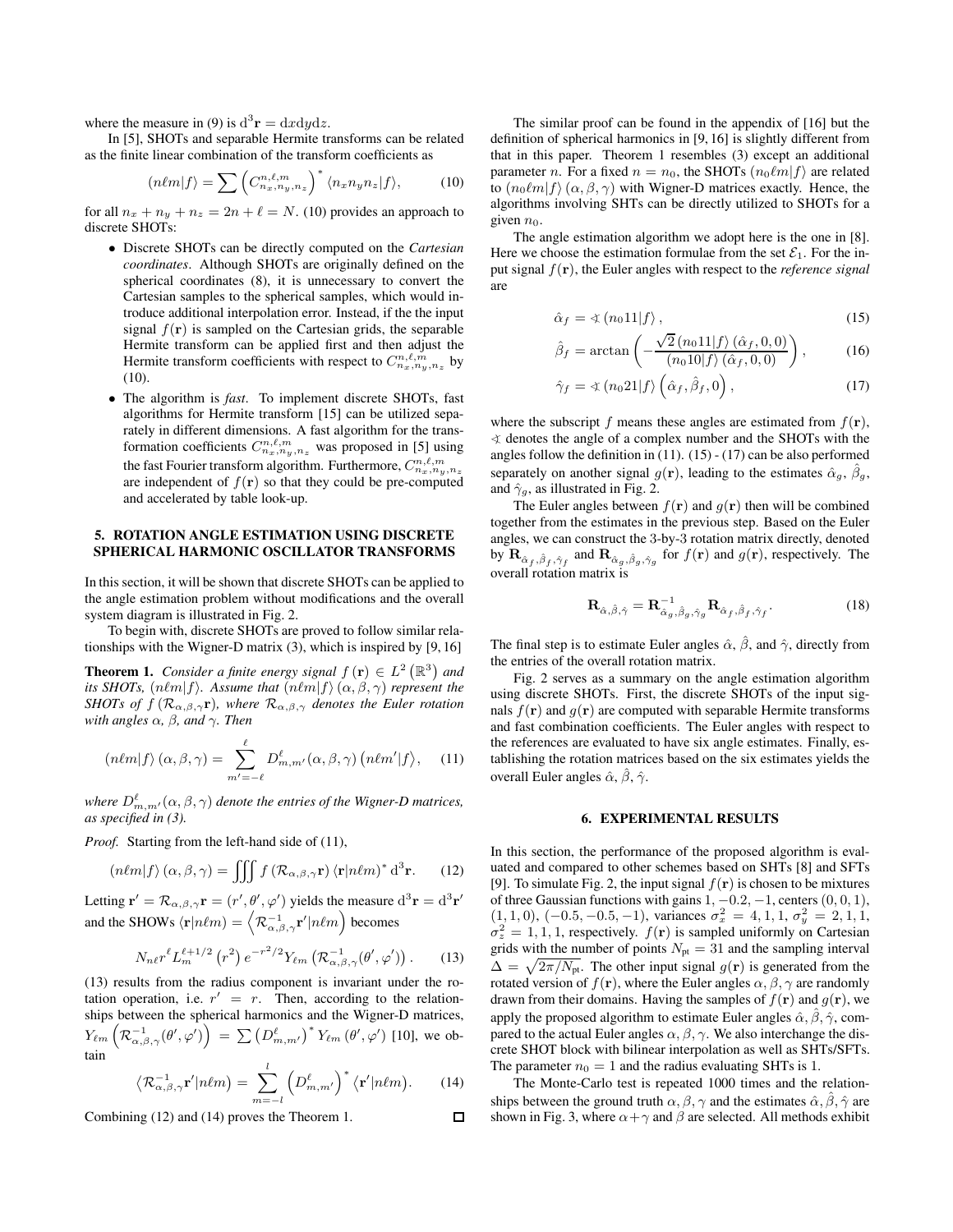where the measure in (9) is $\mathrm{d}^3\mathbf{r} = \mathrm{d}x\mathrm{d}y\mathrm{d}z$.

In [5], SHOTs and separable Hermite transforms can be related as the finite linear combination of the transform coefficients as

$$\langle n\ell m|f\rangle = \sum \left(C^{n,\ell,m}_{n_x,n_y,n_z}\right)^* \langle n_x n_y n_z|f\rangle, \tag{10}$$

for all $n_x + n_y + n_z = 2n + \ell = N$. (10) provides an approach to discrete SHOTs:

- Discrete SHOTs can be directly computed on the *Cartesian coordinates*. Although SHOTs are originally defined on the spherical coordinates (8), it is unnecessary to convert the Cartesian samples to the spherical samples, which would introduce additional interpolation error. Instead, if the the input signal $f(\mathbf{r})$ is sampled on the Cartesian grids, the separable Hermite transform can be applied first and then adjust the Hermite transform coefficients with respect to $C^{n,\ell,m}_{n_x,n_y,n_z}$ by (10).
- The algorithm is *fast*. To implement discrete SHOTs, fast algorithms for Hermite transform [15] can be utilized separately in different dimensions. A fast algorithm for the transformation coefficients $C^{n,\ell,m}_{n_x,n_y,n_z}$ was proposed in [5] using the fast Fourier transform algorithm. Furthermore, $C^{n,\ell,m}_{n_x,n_y,n_z}$ are independent of $f(\mathbf{r})$ so that they could be pre-computed and accelerated by table look-up.

## 5. ROTATION ANGLE ESTIMATION USING DISCRETE SPHERICAL HARMONIC OSCILLATOR TRANSFORMS

In this section, it will be shown that discrete SHOTs can be applied to the angle estimation problem without modifications and the overall system diagram is illustrated in Fig. 2.

To begin with, discrete SHOTs are proved to follow similar relationships with the Wigner-D matrix (3), which is inspired by [9, 16]

**Theorem 1.** *Consider a finite energy signal $f(\mathbf{r}) \in L^2(\mathbb{R}^3)$ and its SHOTs, $\langle n\ell m|f\rangle$. Assume that $\langle n\ell m|f\rangle(\alpha,\beta,\gamma)$ represent the SHOTs of $f(\mathcal{R}_{\alpha,\beta,\gamma}\mathbf{r})$, where $\mathcal{R}_{\alpha,\beta,\gamma}$ denotes the Euler rotation with angles $\alpha$, $\beta$, and $\gamma$. Then*

$$\langle n\ell m|f\rangle(\alpha,\beta,\gamma) = \sum_{m'=-\ell}^{\ell} D^{\ell}_{m,m'}(\alpha,\beta,\gamma)\langle n\ell m'|f\rangle, \tag{11}$$

*where $D^{\ell}_{m,m'}(\alpha,\beta,\gamma)$ denote the entries of the Wigner-D matrices, as specified in (3).*

*Proof.* Starting from the left-hand side of (11),

$$\langle n\ell m|f\rangle(\alpha,\beta,\gamma) = \iiint f(\mathcal{R}_{\alpha,\beta,\gamma}\mathbf{r})\langle\mathbf{r}|n\ell m\rangle^* \mathrm{d}^3\mathbf{r}. \tag{12}$$

Letting $\mathbf{r}' = \mathcal{R}_{\alpha,\beta,\gamma}\mathbf{r} = (r',\theta',\varphi')$ yields the measure $\mathrm{d}^3\mathbf{r} = \mathrm{d}^3\mathbf{r}'$ and the SHOWs $\langle\mathbf{r}|n\ell m\rangle = \left\langle\mathcal{R}^{-1}_{\alpha,\beta,\gamma}\mathbf{r}'|n\ell m\right\rangle$ becomes

$$N_{n\ell}r^{\ell}L_m^{\ell+1/2}\left(r^2\right)e^{-r^2/2}Y_{\ell m}\left(\mathcal{R}^{-1}_{\alpha,\beta,\gamma}(\theta',\varphi')\right). \tag{13}$$

(13) results from the radius component is invariant under the rotation operation, i.e. $r' = r$. Then, according to the relationships between the spherical harmonics and the Wigner-D matrices, $Y_{\ell m}\left(\mathcal{R}^{-1}_{\alpha,\beta,\gamma}(\theta',\varphi')\right) = \sum\left(D^{\ell}_{m,m'}\right)^* Y_{\ell m}(\theta',\varphi')$ [10], we obtain

$$\left\langle\mathcal{R}^{-1}_{\alpha,\beta,\gamma}\mathbf{r}'|n\ell m\right\rangle = \sum_{m=-l}^{l}\left(D^{\ell}_{m,m'}\right)^*\left\langle\mathbf{r}'|n\ell m\right\rangle. \tag{14}$$

Combining (12) and (14) proves the Theorem 1. □

The similar proof can be found in the appendix of [16] but the definition of spherical harmonics in [9, 16] is slightly different from that in this paper. Theorem 1 resembles (3) except an additional parameter $n$. For a fixed $n = n_0$, the SHOTs $\langle n_0\ell m|f\rangle$ are related to $\langle n_0\ell m|f\rangle(\alpha,\beta,\gamma)$ with Wigner-D matrices exactly. Hence, the algorithms involving SHTs can be directly utilized to SHOTs for a given $n_0$.

The angle estimation algorithm we adopt here is the one in [8]. Here we choose the estimation formulae from the set $\mathcal{E}_1$. For the input signal $f(\mathbf{r})$, the Euler angles with respect to the *reference signal* are

$$\hat{\alpha}_f = \measuredangle\langle n_0 11|f\rangle, \tag{15}$$

$$\hat{\beta}_f = \arctan\left(-\frac{\sqrt{2}\langle n_0 11|f\rangle(\hat{\alpha}_f,0,0)}{\langle n_0 10|f\rangle(\hat{\alpha}_f,0,0)}\right), \tag{16}$$

$$\hat{\gamma}_f = \measuredangle\langle n_0 21|f\rangle\left(\hat{\alpha}_f,\hat{\beta}_f,0\right), \tag{17}$$

where the subscript $f$ means these angles are estimated from $f(\mathbf{r})$, $\measuredangle$ denotes the angle of a complex number and the SHOTs with the angles follow the definition in (11). (15) - (17) can be also performed separately on another signal $g(\mathbf{r})$, leading to the estimates $\hat{\alpha}_g$, $\hat{\beta}_g$, and $\hat{\gamma}_g$, as illustrated in Fig. 2.

The Euler angles between $f(\mathbf{r})$ and $g(\mathbf{r})$ then will be combined together from the estimates in the previous step. Based on the Euler angles, we can construct the 3-by-3 rotation matrix directly, denoted by $\mathbf{R}_{\hat{\alpha}_f,\hat{\beta}_f,\hat{\gamma}_f}$ and $\mathbf{R}_{\hat{\alpha}_g,\hat{\beta}_g,\hat{\gamma}_g}$ for $f(\mathbf{r})$ and $g(\mathbf{r})$, respectively. The overall rotation matrix is

$$\mathbf{R}_{\hat{\alpha},\hat{\beta},\hat{\gamma}} = \mathbf{R}^{-1}_{\hat{\alpha}_g,\hat{\beta}_g,\hat{\gamma}_g}\mathbf{R}_{\hat{\alpha}_f,\hat{\beta}_f,\hat{\gamma}_f}. \tag{18}$$

The final step is to estimate Euler angles $\hat{\alpha}$, $\hat{\beta}$, and $\hat{\gamma}$, directly from the entries of the overall rotation matrix.

Fig. 2 serves as a summary on the angle estimation algorithm using discrete SHOTs. First, the discrete SHOTs of the input signals $f(\mathbf{r})$ and $g(\mathbf{r})$ are computed with separable Hermite transforms and fast combination coefficients. The Euler angles with respect to the references are evaluated to have six angle estimates. Finally, establishing the rotation matrices based on the six estimates yields the overall Euler angles $\hat{\alpha}$, $\hat{\beta}$, $\hat{\gamma}$.

## 6. EXPERIMENTAL RESULTS

In this section, the performance of the proposed algorithm is evaluated and compared to other schemes based on SHTs [8] and SFTs [9]. To simulate Fig. 2, the input signal $f(\mathbf{r})$ is chosen to be mixtures of three Gaussian functions with gains $1, -0.2, -1$, centers $(0,0,1)$, $(1,1,0)$, $(-0.5,-0.5,-1)$, variances $\sigma_x^2 = 4,1,1$, $\sigma_y^2 = 2,1,1$, $\sigma_z^2 = 1,1,1$, respectively. $f(\mathbf{r})$ is sampled uniformly on Cartesian grids with the number of points $N_{\text{pt}} = 31$ and the sampling interval $\Delta = \sqrt{2\pi/N_{\text{pt}}}$. The other input signal $g(\mathbf{r})$ is generated from the rotated version of $f(\mathbf{r})$, where the Euler angles $\alpha,\beta,\gamma$ are randomly drawn from their domains. Having the samples of $f(\mathbf{r})$ and $g(\mathbf{r})$, we apply the proposed algorithm to estimate Euler angles $\hat{\alpha},\hat{\beta},\hat{\gamma}$, compared to the actual Euler angles $\alpha,\beta,\gamma$. We also interchange the discrete SHOT block with bilinear interpolation as well as SHTs/SFTs. The parameter $n_0 = 1$ and the radius evaluating SHTs is 1.

The Monte-Carlo test is repeated 1000 times and the relationships between the ground truth $\alpha,\beta,\gamma$ and the estimates $\hat{\alpha},\hat{\beta},\hat{\gamma}$ are shown in Fig. 3, where $\alpha+\gamma$ and $\beta$ are selected. All methods exhibit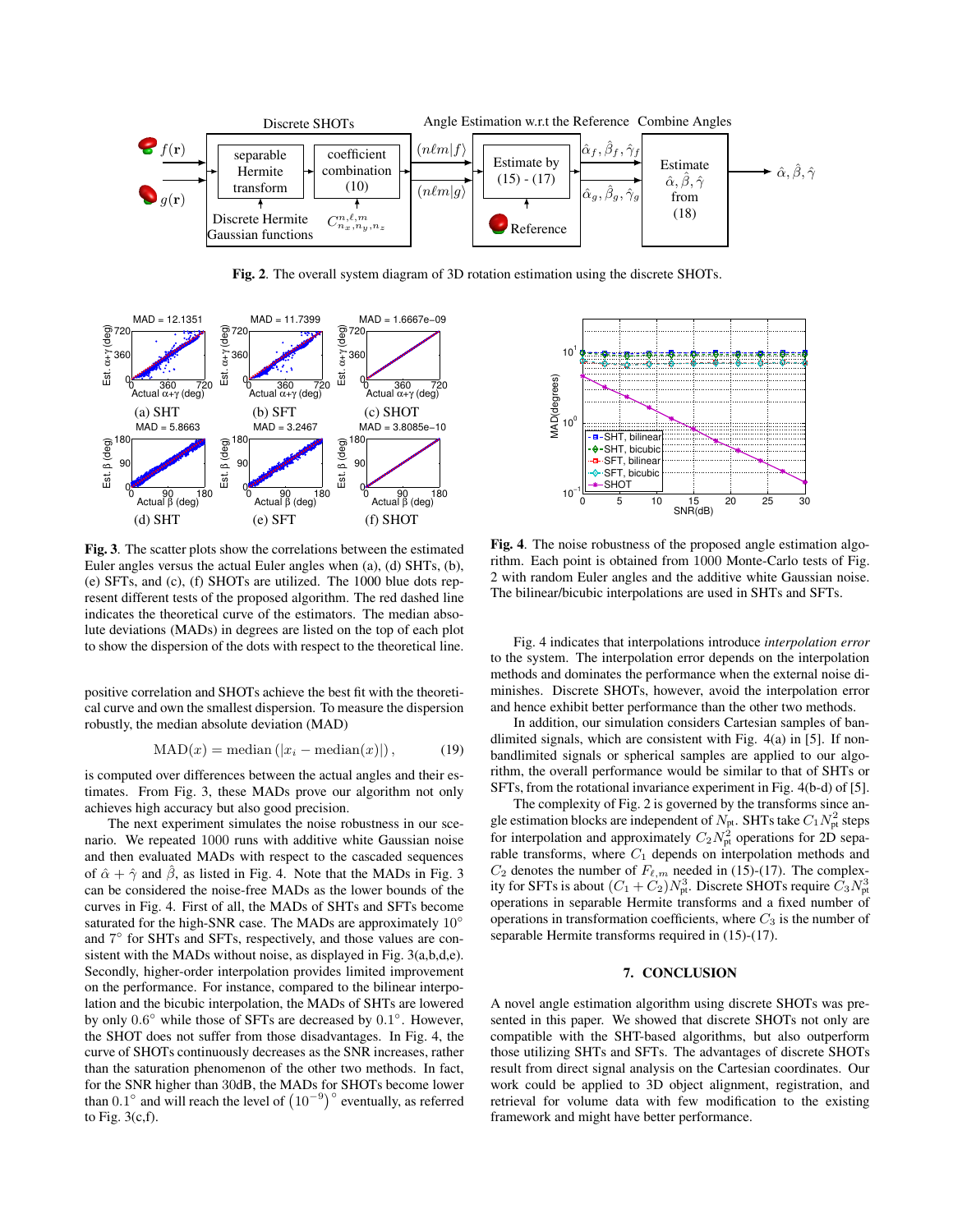**Fig. 2**. The overall system diagram of 3D rotation estimation using the discrete SHOTs.

**Fig. 3**. The scatter plots show the correlations between the estimated Euler angles versus the actual Euler angles when (a), (d) SHTs, (b), (e) SFTs, and (c), (f) SHOTs are utilized. The 1000 blue dots represent different tests of the proposed algorithm. The red dashed line indicates the theoretical curve of the estimators. The median absolute deviations (MADs) in degrees are listed on the top of each plot to show the dispersion of the dots with respect to the theoretical line.

positive correlation and SHOTs achieve the best fit with the theoretical curve and own the smallest dispersion. To measure the dispersion robustly, the median absolute deviation (MAD)

$$\mathrm{MAD}(x) = \mathrm{median}\left(|x_i - \mathrm{median}(x)|\right), \tag{19}$$

is computed over differences between the actual angles and their estimates. From Fig. 3, these MADs prove our algorithm not only achieves high accuracy but also good precision.

The next experiment simulates the noise robustness in our scenario. We repeated 1000 runs with additive white Gaussian noise and then evaluated MADs with respect to the cascaded sequences of $\hat{\alpha} + \hat{\gamma}$ and $\hat{\beta}$, as listed in Fig. 4. Note that the MADs in Fig. 3 can be considered the noise-free MADs as the lower bounds of the curves in Fig. 4. First of all, the MADs of SHTs and SFTs become saturated for the high-SNR case. The MADs are approximately $10^\circ$ and $7^\circ$ for SHTs and SFTs, respectively, and those values are consistent with the MADs without noise, as displayed in Fig. 3(a,b,d,e). Secondly, higher-order interpolation provides limited improvement on the performance. For instance, compared to the bilinear interpolation and the bicubic interpolation, the MADs of SHTs are lowered by only $0.6^\circ$ while those of SFTs are decreased by $0.1^\circ$. However, the SHOT does not suffer from those disadvantages. In Fig. 4, the curve of SHOTs continuously decreases as the SNR increases, rather than the saturation phenomenon of the other two methods. In fact, for the SNR higher than 30dB, the MADs for SHOTs become lower than $0.1^\circ$ and will reach the level of $\left(10^{-9}\right)^\circ$ eventually, as referred to Fig. 3(c,f).

**Fig. 4**. The noise robustness of the proposed angle estimation algorithm. Each point is obtained from 1000 Monte-Carlo tests of Fig. 2 with random Euler angles and the additive white Gaussian noise. The bilinear/bicubic interpolations are used in SHTs and SFTs.

Fig. 4 indicates that interpolations introduce *interpolation error* to the system. The interpolation error depends on the interpolation methods and dominates the performance when the external noise diminishes. Discrete SHOTs, however, avoid the interpolation error and hence exhibit better performance than the other two methods.

In addition, our simulation considers Cartesian samples of bandlimited signals, which are consistent with Fig. 4(a) in [5]. If non-bandlimited signals or spherical samples are applied to our algorithm, the overall performance would be similar to that of SHTs or SFTs, from the rotational invariance experiment in Fig. 4(b-d) of [5].

The complexity of Fig. 2 is governed by the transforms since angle estimation blocks are independent of $N_{\mathrm{pt}}$. SHTs take $C_1 N_{\mathrm{pt}}^2$ steps for interpolation and approximately $C_2 N_{\mathrm{pt}}^2$ operations for 2D separable transforms, where $C_1$ depends on interpolation methods and $C_2$ denotes the number of $F_{\ell,m}$ needed in (15)-(17). The complexity for SFTs is about $(C_1 + C_2)N_{\mathrm{pt}}^3$. Discrete SHOTs require $C_3 N_{\mathrm{pt}}^3$ operations in separable Hermite transforms and a fixed number of operations in transformation coefficients, where $C_3$ is the number of separable Hermite transforms required in (15)-(17).

## 7. CONCLUSION

A novel angle estimation algorithm using discrete SHOTs was presented in this paper. We showed that discrete SHOTs not only are compatible with the SHT-based algorithms, but also outperform those utilizing SHTs and SFTs. The advantages of discrete SHOTs result from direct signal analysis on the Cartesian coordinates. Our work could be applied to 3D object alignment, registration, and retrieval for volume data with few modification to the existing framework and might have better performance.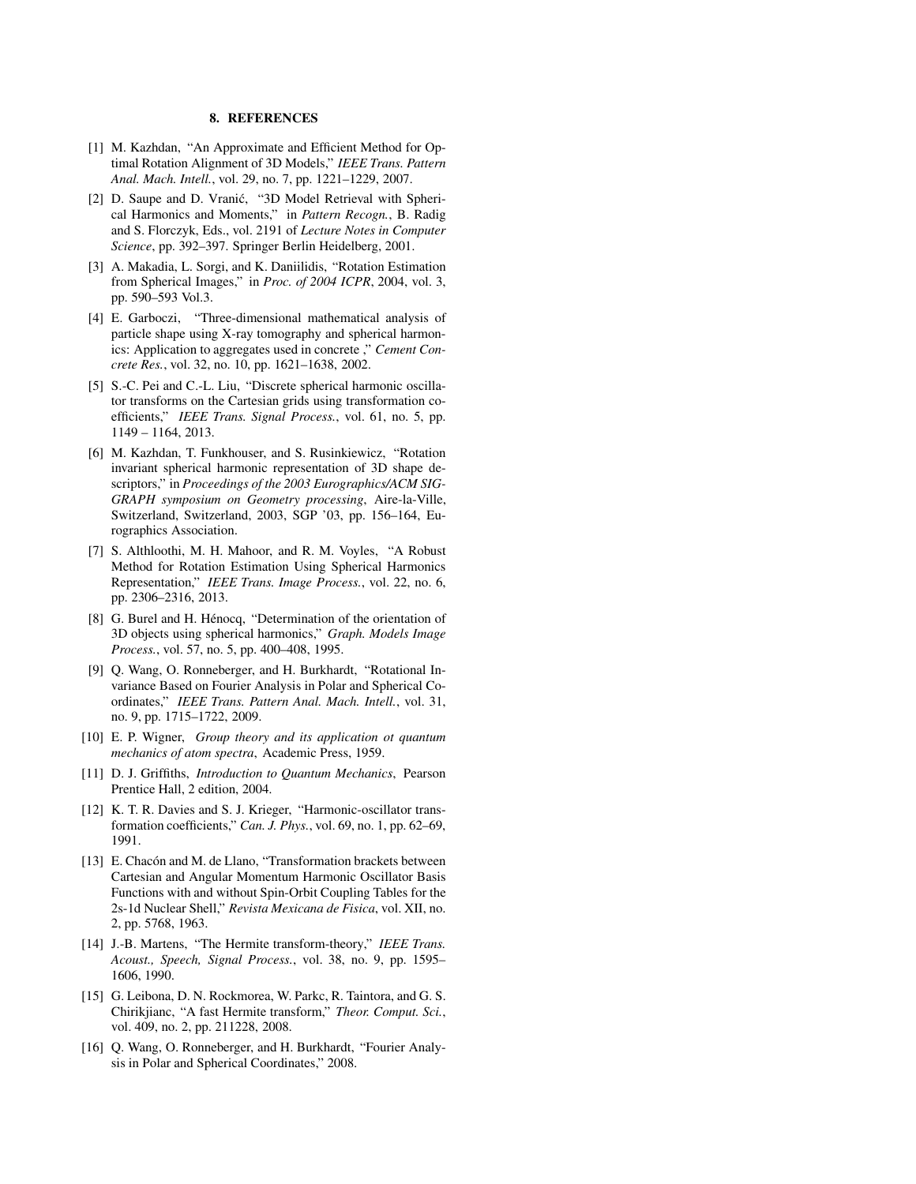## 8. REFERENCES

[1] M. Kazhdan, "An Approximate and Efficient Method for Optimal Rotation Alignment of 3D Models," *IEEE Trans. Pattern Anal. Mach. Intell.*, vol. 29, no. 7, pp. 1221–1229, 2007.

[2] D. Saupe and D. Vranić, "3D Model Retrieval with Spherical Harmonics and Moments," in *Pattern Recogn.*, B. Radig and S. Florczyk, Eds., vol. 2191 of *Lecture Notes in Computer Science*, pp. 392–397. Springer Berlin Heidelberg, 2001.

[3] A. Makadia, L. Sorgi, and K. Daniilidis, "Rotation Estimation from Spherical Images," in *Proc. of 2004 ICPR*, 2004, vol. 3, pp. 590–593 Vol.3.

[4] E. Garboczi, "Three-dimensional mathematical analysis of particle shape using X-ray tomography and spherical harmonics: Application to aggregates used in concrete ," *Cement Concrete Res.*, vol. 32, no. 10, pp. 1621–1638, 2002.

[5] S.-C. Pei and C.-L. Liu, "Discrete spherical harmonic oscillator transforms on the Cartesian grids using transformation coefficients," *IEEE Trans. Signal Process.*, vol. 61, no. 5, pp. 1149 – 1164, 2013.

[6] M. Kazhdan, T. Funkhouser, and S. Rusinkiewicz, "Rotation invariant spherical harmonic representation of 3D shape descriptors," in *Proceedings of the 2003 Eurographics/ACM SIGGRAPH symposium on Geometry processing*, Aire-la-Ville, Switzerland, Switzerland, 2003, SGP '03, pp. 156–164, Eurographics Association.

[7] S. Althloothi, M. H. Mahoor, and R. M. Voyles, "A Robust Method for Rotation Estimation Using Spherical Harmonics Representation," *IEEE Trans. Image Process.*, vol. 22, no. 6, pp. 2306–2316, 2013.

[8] G. Burel and H. Hénocq, "Determination of the orientation of 3D objects using spherical harmonics," *Graph. Models Image Process.*, vol. 57, no. 5, pp. 400–408, 1995.

[9] Q. Wang, O. Ronneberger, and H. Burkhardt, "Rotational Invariance Based on Fourier Analysis in Polar and Spherical Coordinates," *IEEE Trans. Pattern Anal. Mach. Intell.*, vol. 31, no. 9, pp. 1715–1722, 2009.

[10] E. P. Wigner, *Group theory and its application ot quantum mechanics of atom spectra*, Academic Press, 1959.

[11] D. J. Griffiths, *Introduction to Quantum Mechanics*, Pearson Prentice Hall, 2 edition, 2004.

[12] K. T. R. Davies and S. J. Krieger, "Harmonic-oscillator transformation coefficients," *Can. J. Phys.*, vol. 69, no. 1, pp. 62–69, 1991.

[13] E. Chacón and M. de Llano, "Transformation brackets between Cartesian and Angular Momentum Harmonic Oscillator Basis Functions with and without Spin-Orbit Coupling Tables for the 2s-1d Nuclear Shell," *Revista Mexicana de Fisica*, vol. XII, no. 2, pp. 5768, 1963.

[14] J.-B. Martens, "The Hermite transform-theory," *IEEE Trans. Acoust., Speech, Signal Process.*, vol. 38, no. 9, pp. 1595–1606, 1990.

[15] G. Leibona, D. N. Rockmorea, W. Parkc, R. Taintora, and G. S. Chirikjianc, "A fast Hermite transform," *Theor. Comput. Sci.*, vol. 409, no. 2, pp. 211228, 2008.

[16] Q. Wang, O. Ronneberger, and H. Burkhardt, "Fourier Analysis in Polar and Spherical Coordinates," 2008.